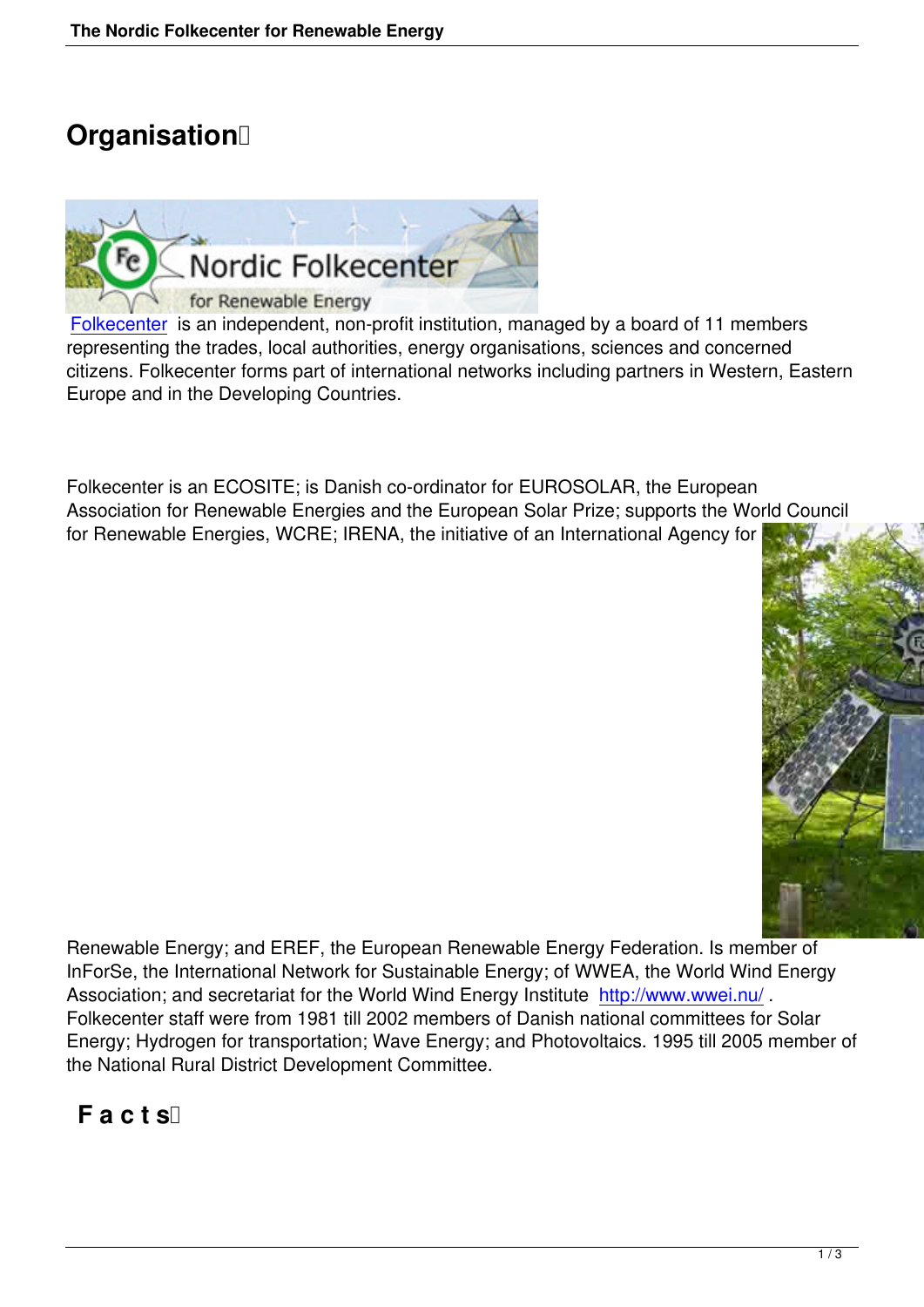# Organisation

Folkecenter is an independent, non-profit institution, managed by a board of 11 members representing the trades, local authorities, energy organisations, sciences and concerned citizens. Folkecenter forms part of international networks including partners in Western, Eastern Europe and in the Developing Countries.

Folkecenter is an ECOSITE; is Danish co-ordinator for EUROSOLAR, the European Association for Renewable Energies and the European Solar Prize; supports the World Council for Renewable Energies, WCRE; IRENA, the initiative of an International Agency for Renewable Energy; and EREF, the European Renewable Energy Federation. Is member of InForSe, the International Network for Sustainable Energy; of WWEA, the World Wind Energy Association; and secretariat for the World Wind Energy Institute http://www.wwei.nu/ . Folkecenter staff were from 1981 till 2002 members of Danish national committees for Solar Energy; Hydrogen for transportation; Wave Energy; and Photovoltaics. 1995 till 2005 member of the National Rural District Development Committee.

## Facts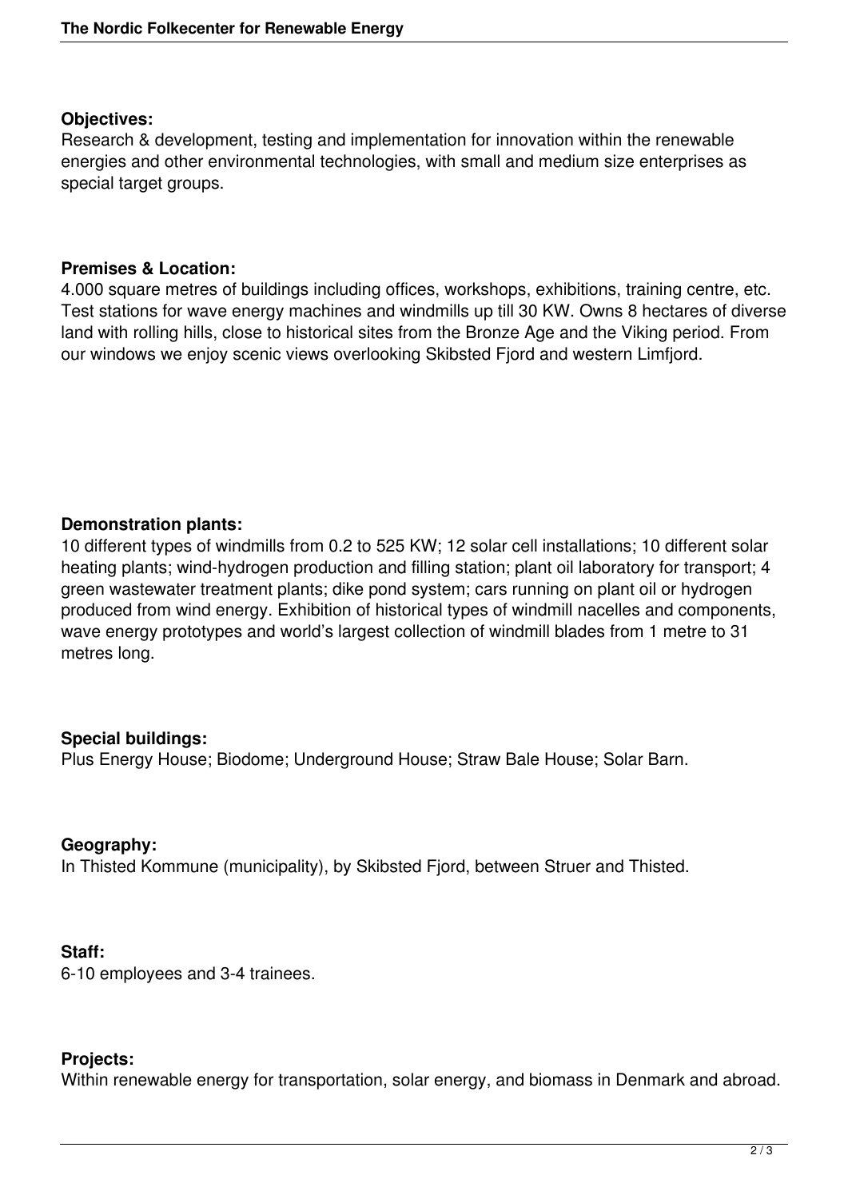**Objectives:**
Research & development, testing and implementation for innovation within the renewable energies and other environmental technologies, with small and medium size enterprises as special target groups.

**Premises & Location:**
4.000 square metres of buildings including offices, workshops, exhibitions, training centre, etc. Test stations for wave energy machines and windmills up till 30 KW. Owns 8 hectares of diverse land with rolling hills, close to historical sites from the Bronze Age and the Viking period. From our windows we enjoy scenic views overlooking Skibsted Fjord and western Limfjord.

**Demonstration plants:**
10 different types of windmills from 0.2 to 525 KW; 12 solar cell installations; 10 different solar heating plants; wind-hydrogen production and filling station; plant oil laboratory for transport; 4 green wastewater treatment plants; dike pond system; cars running on plant oil or hydrogen produced from wind energy. Exhibition of historical types of windmill nacelles and components, wave energy prototypes and world's largest collection of windmill blades from 1 metre to 31 metres long.

**Special buildings:**
Plus Energy House; Biodome; Underground House; Straw Bale House; Solar Barn.

**Geography:**
In Thisted Kommune (municipality), by Skibsted Fjord, between Struer and Thisted.

**Staff:**
6-10 employees and 3-4 trainees.

**Projects:**
Within renewable energy for transportation, solar energy, and biomass in Denmark and abroad.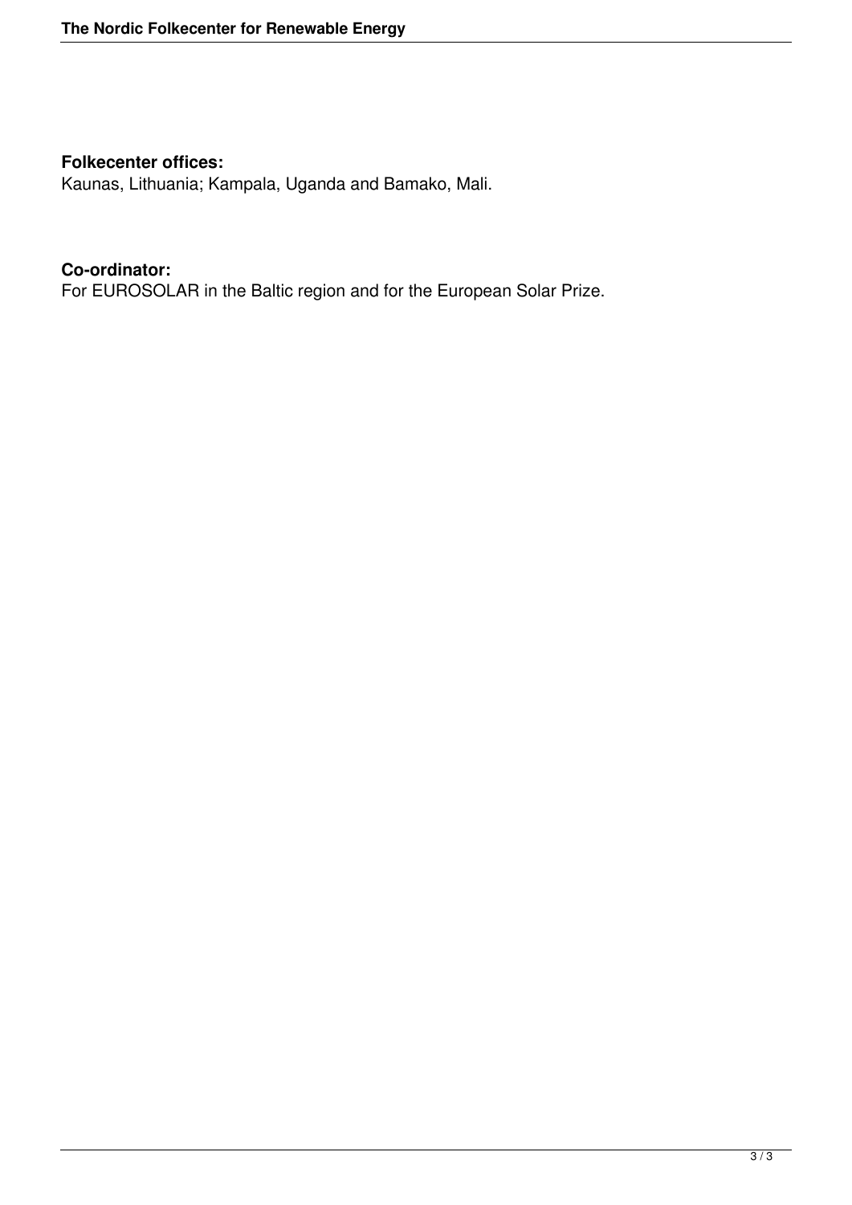**Folkecenter offices:**
Kaunas, Lithuania; Kampala, Uganda and Bamako, Mali.

**Co-ordinator:**
For EUROSOLAR in the Baltic region and for the European Solar Prize.